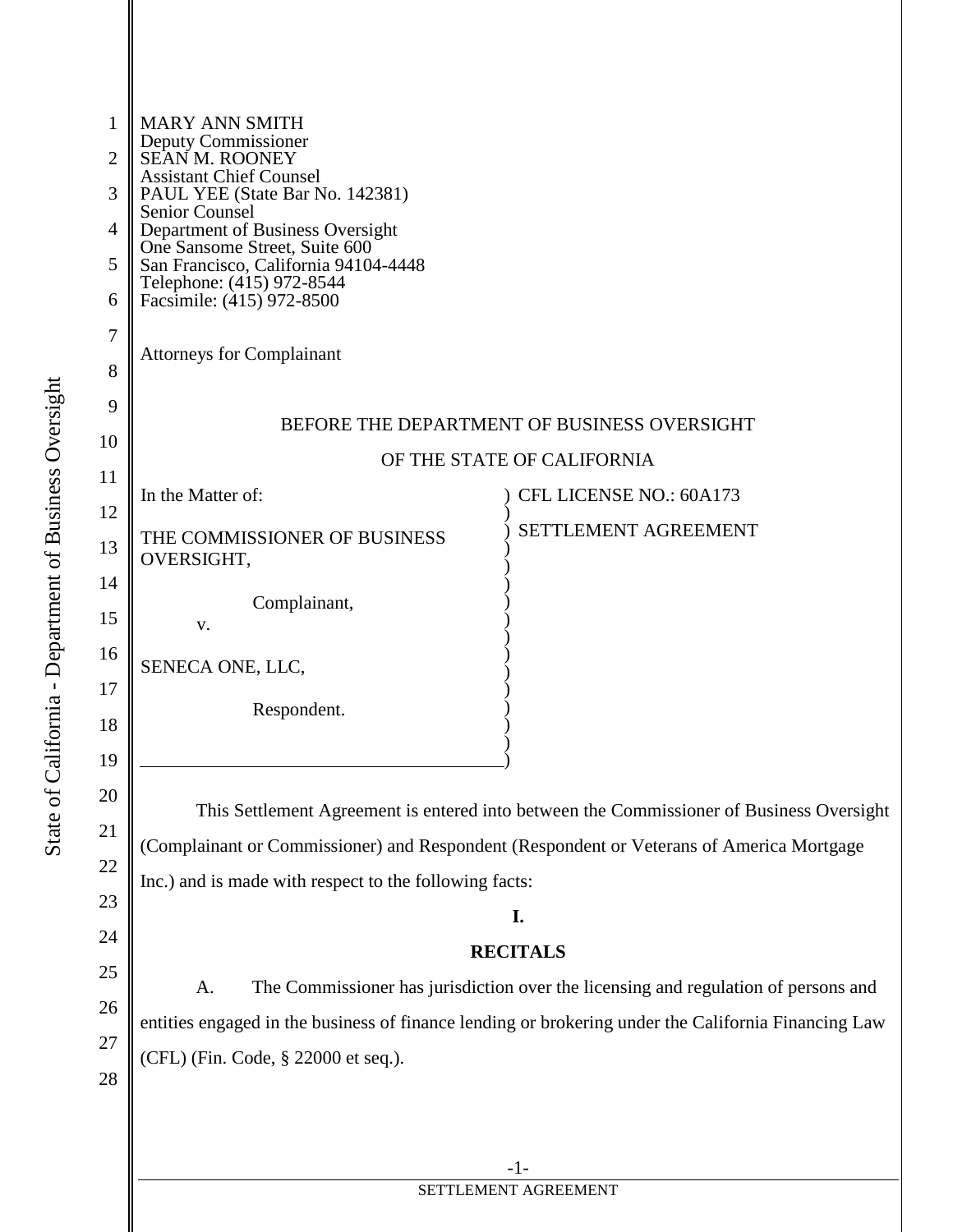MARY ANN SMITH
Deputy Commissioner
SEAN M. ROONEY
Assistant Chief Counsel
PAUL YEE (State Bar No. 142381)
Senior Counsel
Department of Business Oversight
One Sansome Street, Suite 600
San Francisco, California 94104-4448
Telephone: (415) 972-8544
Facsimile: (415) 972-8500

Attorneys for Complainant

BEFORE THE DEPARTMENT OF BUSINESS OVERSIGHT

OF THE STATE OF CALIFORNIA

| | |
|---|---|
| In the Matter of:<br><br>THE COMMISSIONER OF BUSINESS OVERSIGHT,<br><br>Complainant,<br><br>v.<br><br>SENECA ONE, LLC,<br><br>Respondent. | CFL LICENSE NO.: 60A173<br><br>SETTLEMENT AGREEMENT |

This Settlement Agreement is entered into between the Commissioner of Business Oversight (Complainant or Commissioner) and Respondent (Respondent or Veterans of America Mortgage Inc.) and is made with respect to the following facts:

## I.

## RECITALS

A. The Commissioner has jurisdiction over the licensing and regulation of persons and entities engaged in the business of finance lending or brokering under the California Financing Law (CFL) (Fin. Code, § 22000 et seq.).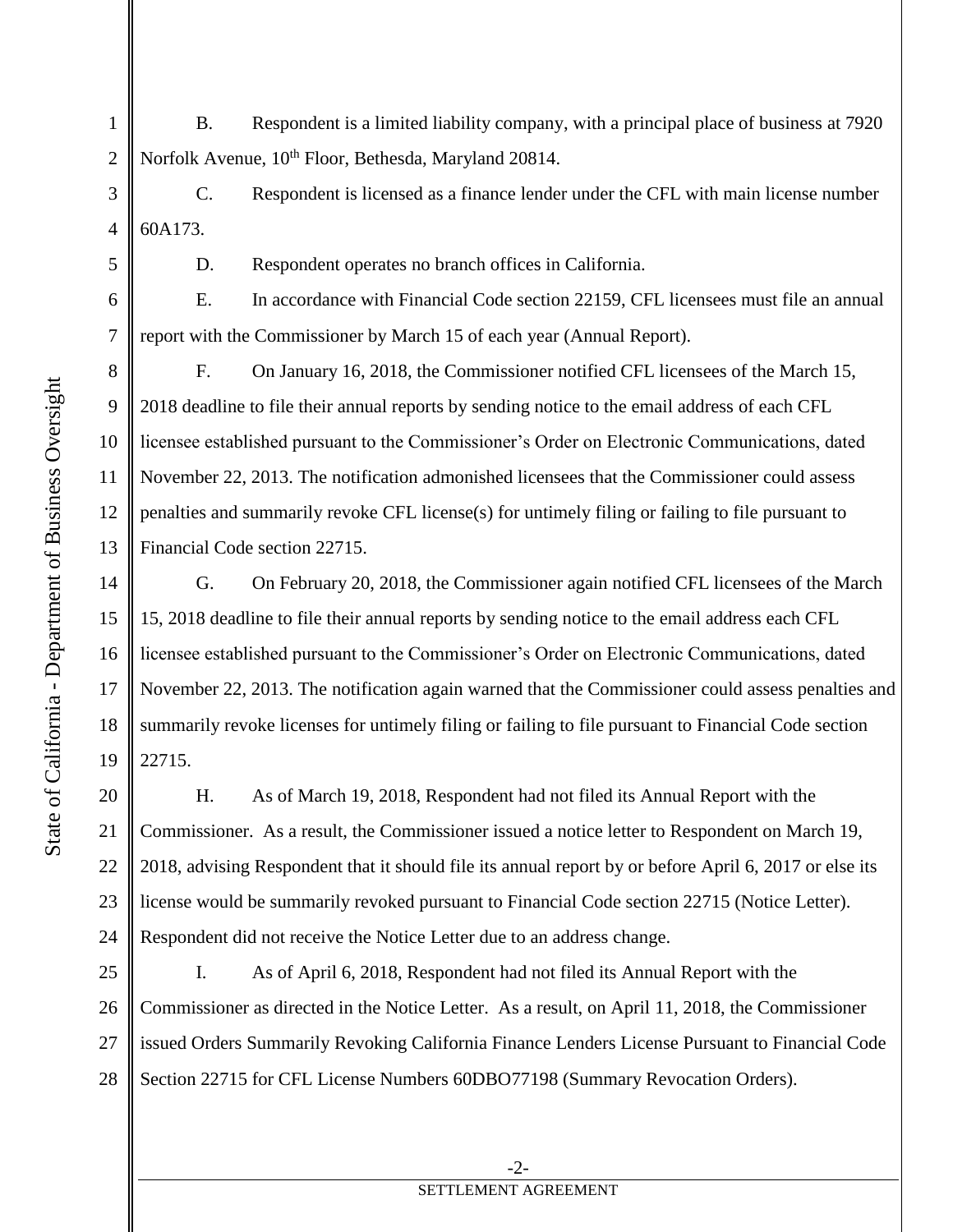B. Respondent is a limited liability company, with a principal place of business at 7920 Norfolk Avenue, 10th Floor, Bethesda, Maryland 20814.

C. Respondent is licensed as a finance lender under the CFL with main license number 60A173.

D. Respondent operates no branch offices in California.

E. In accordance with Financial Code section 22159, CFL licensees must file an annual report with the Commissioner by March 15 of each year (Annual Report).

F. On January 16, 2018, the Commissioner notified CFL licensees of the March 15, 2018 deadline to file their annual reports by sending notice to the email address of each CFL licensee established pursuant to the Commissioner's Order on Electronic Communications, dated November 22, 2013. The notification admonished licensees that the Commissioner could assess penalties and summarily revoke CFL license(s) for untimely filing or failing to file pursuant to Financial Code section 22715.

G. On February 20, 2018, the Commissioner again notified CFL licensees of the March 15, 2018 deadline to file their annual reports by sending notice to the email address each CFL licensee established pursuant to the Commissioner's Order on Electronic Communications, dated November 22, 2013. The notification again warned that the Commissioner could assess penalties and summarily revoke licenses for untimely filing or failing to file pursuant to Financial Code section 22715.

H. As of March 19, 2018, Respondent had not filed its Annual Report with the Commissioner. As a result, the Commissioner issued a notice letter to Respondent on March 19, 2018, advising Respondent that it should file its annual report by or before April 6, 2017 or else its license would be summarily revoked pursuant to Financial Code section 22715 (Notice Letter). Respondent did not receive the Notice Letter due to an address change.

I. As of April 6, 2018, Respondent had not filed its Annual Report with the Commissioner as directed in the Notice Letter. As a result, on April 11, 2018, the Commissioner issued Orders Summarily Revoking California Finance Lenders License Pursuant to Financial Code Section 22715 for CFL License Numbers 60DBO77198 (Summary Revocation Orders).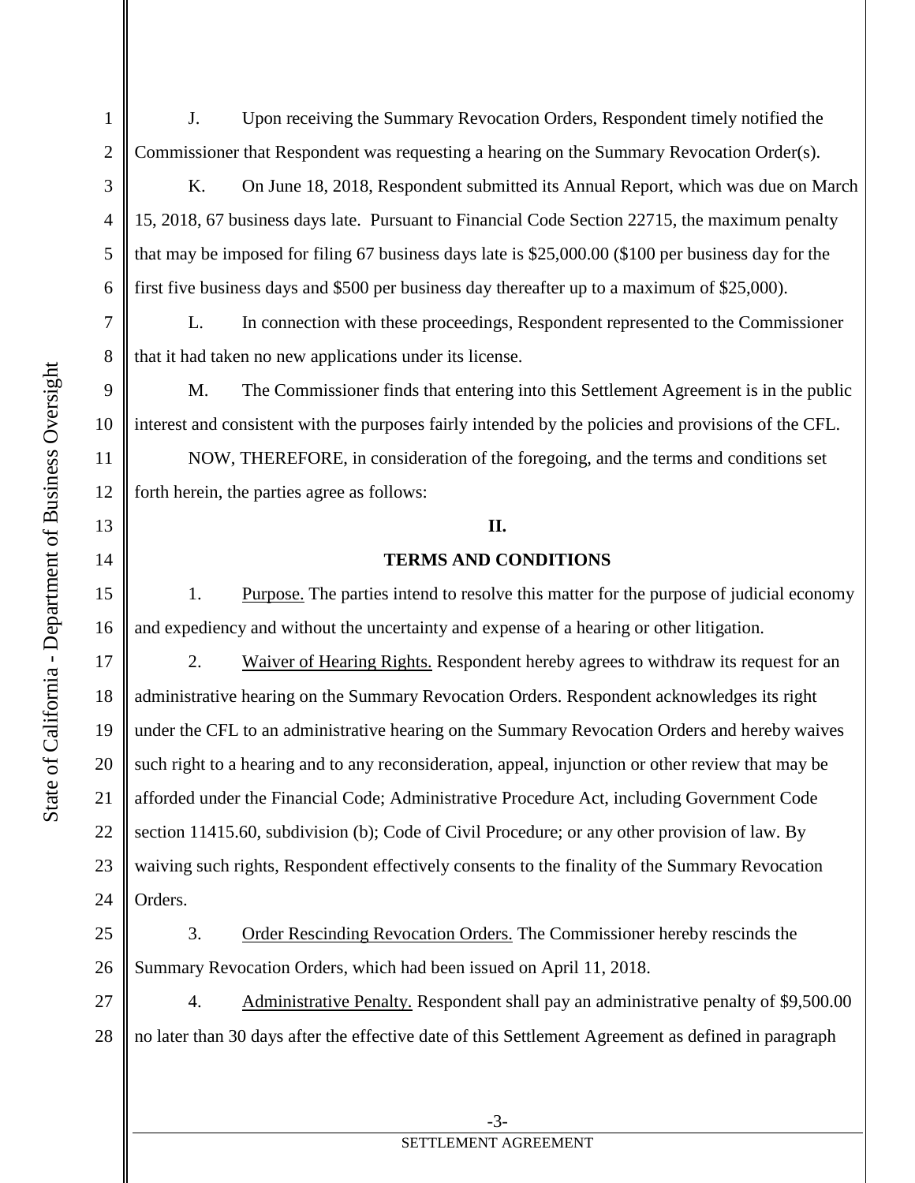J. Upon receiving the Summary Revocation Orders, Respondent timely notified the Commissioner that Respondent was requesting a hearing on the Summary Revocation Order(s).

K. On June 18, 2018, Respondent submitted its Annual Report, which was due on March 15, 2018, 67 business days late. Pursuant to Financial Code Section 22715, the maximum penalty that may be imposed for filing 67 business days late is $25,000.00 ($100 per business day for the first five business days and $500 per business day thereafter up to a maximum of $25,000).

L. In connection with these proceedings, Respondent represented to the Commissioner that it had taken no new applications under its license.

M. The Commissioner finds that entering into this Settlement Agreement is in the public interest and consistent with the purposes fairly intended by the policies and provisions of the CFL.

NOW, THEREFORE, in consideration of the foregoing, and the terms and conditions set forth herein, the parties agree as follows:

## II.

## TERMS AND CONDITIONS

1. Purpose. The parties intend to resolve this matter for the purpose of judicial economy and expediency and without the uncertainty and expense of a hearing or other litigation.

2. Waiver of Hearing Rights. Respondent hereby agrees to withdraw its request for an administrative hearing on the Summary Revocation Orders. Respondent acknowledges its right under the CFL to an administrative hearing on the Summary Revocation Orders and hereby waives such right to a hearing and to any reconsideration, appeal, injunction or other review that may be afforded under the Financial Code; Administrative Procedure Act, including Government Code section 11415.60, subdivision (b); Code of Civil Procedure; or any other provision of law. By waiving such rights, Respondent effectively consents to the finality of the Summary Revocation Orders.

3. Order Rescinding Revocation Orders. The Commissioner hereby rescinds the Summary Revocation Orders, which had been issued on April 11, 2018.

4. Administrative Penalty. Respondent shall pay an administrative penalty of $9,500.00 no later than 30 days after the effective date of this Settlement Agreement as defined in paragraph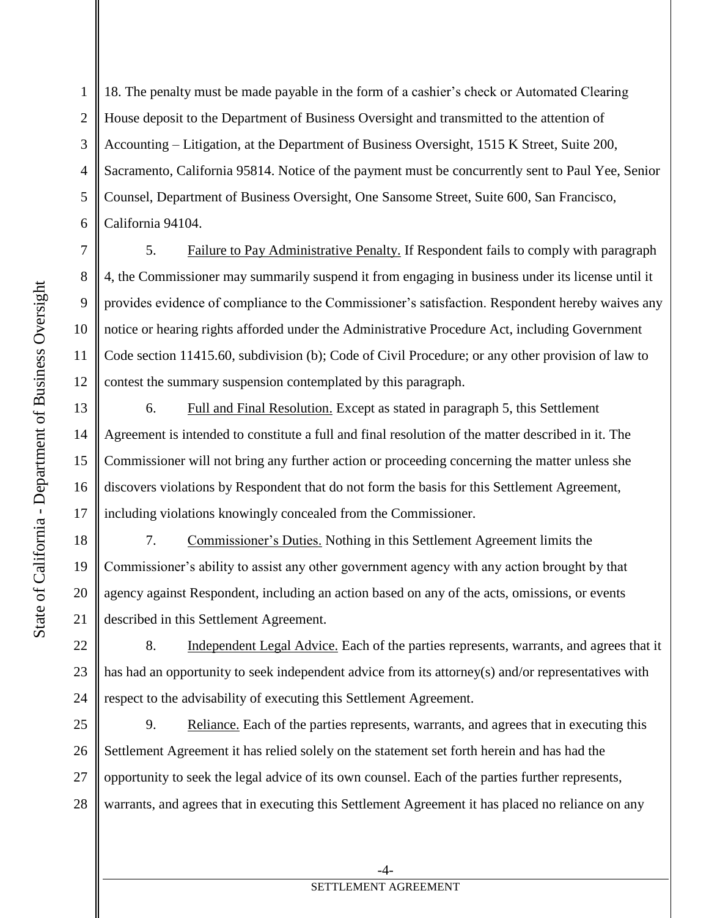18. The penalty must be made payable in the form of a cashier's check or Automated Clearing House deposit to the Department of Business Oversight and transmitted to the attention of Accounting – Litigation, at the Department of Business Oversight, 1515 K Street, Suite 200, Sacramento, California 95814. Notice of the payment must be concurrently sent to Paul Yee, Senior Counsel, Department of Business Oversight, One Sansome Street, Suite 600, San Francisco, California 94104.

5. Failure to Pay Administrative Penalty. If Respondent fails to comply with paragraph 4, the Commissioner may summarily suspend it from engaging in business under its license until it provides evidence of compliance to the Commissioner's satisfaction. Respondent hereby waives any notice or hearing rights afforded under the Administrative Procedure Act, including Government Code section 11415.60, subdivision (b); Code of Civil Procedure; or any other provision of law to contest the summary suspension contemplated by this paragraph.

6. Full and Final Resolution. Except as stated in paragraph 5, this Settlement Agreement is intended to constitute a full and final resolution of the matter described in it. The Commissioner will not bring any further action or proceeding concerning the matter unless she discovers violations by Respondent that do not form the basis for this Settlement Agreement, including violations knowingly concealed from the Commissioner.

7. Commissioner's Duties. Nothing in this Settlement Agreement limits the Commissioner's ability to assist any other government agency with any action brought by that agency against Respondent, including an action based on any of the acts, omissions, or events described in this Settlement Agreement.

8. Independent Legal Advice. Each of the parties represents, warrants, and agrees that it has had an opportunity to seek independent advice from its attorney(s) and/or representatives with respect to the advisability of executing this Settlement Agreement.

9. Reliance. Each of the parties represents, warrants, and agrees that in executing this Settlement Agreement it has relied solely on the statement set forth herein and has had the opportunity to seek the legal advice of its own counsel. Each of the parties further represents, warrants, and agrees that in executing this Settlement Agreement it has placed no reliance on any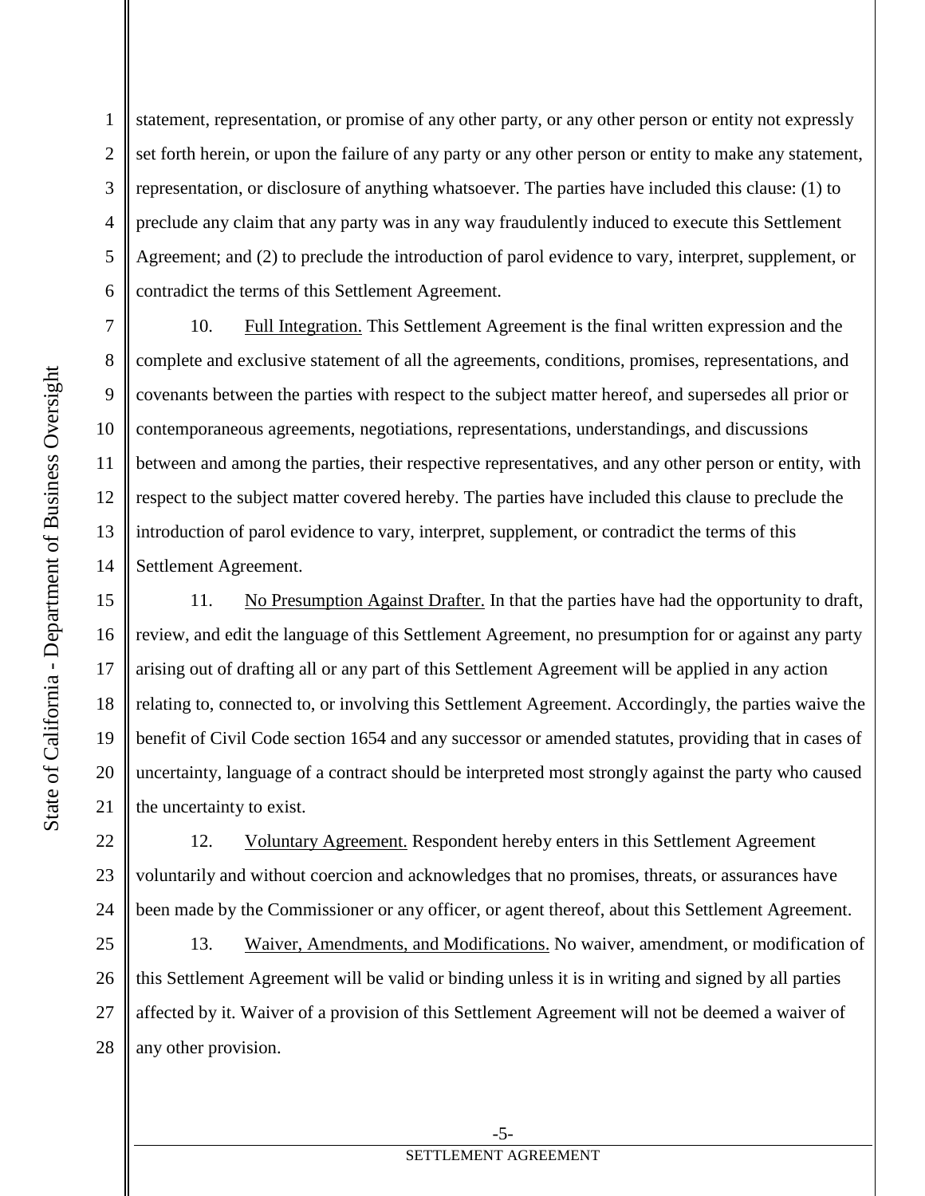statement, representation, or promise of any other party, or any other person or entity not expressly set forth herein, or upon the failure of any party or any other person or entity to make any statement, representation, or disclosure of anything whatsoever. The parties have included this clause: (1) to preclude any claim that any party was in any way fraudulently induced to execute this Settlement Agreement; and (2) to preclude the introduction of parol evidence to vary, interpret, supplement, or contradict the terms of this Settlement Agreement.

10. Full Integration. This Settlement Agreement is the final written expression and the complete and exclusive statement of all the agreements, conditions, promises, representations, and covenants between the parties with respect to the subject matter hereof, and supersedes all prior or contemporaneous agreements, negotiations, representations, understandings, and discussions between and among the parties, their respective representatives, and any other person or entity, with respect to the subject matter covered hereby. The parties have included this clause to preclude the introduction of parol evidence to vary, interpret, supplement, or contradict the terms of this Settlement Agreement.

11. No Presumption Against Drafter. In that the parties have had the opportunity to draft, review, and edit the language of this Settlement Agreement, no presumption for or against any party arising out of drafting all or any part of this Settlement Agreement will be applied in any action relating to, connected to, or involving this Settlement Agreement. Accordingly, the parties waive the benefit of Civil Code section 1654 and any successor or amended statutes, providing that in cases of uncertainty, language of a contract should be interpreted most strongly against the party who caused the uncertainty to exist.

12. Voluntary Agreement. Respondent hereby enters in this Settlement Agreement voluntarily and without coercion and acknowledges that no promises, threats, or assurances have been made by the Commissioner or any officer, or agent thereof, about this Settlement Agreement.

13. Waiver, Amendments, and Modifications. No waiver, amendment, or modification of this Settlement Agreement will be valid or binding unless it is in writing and signed by all parties affected by it. Waiver of a provision of this Settlement Agreement will not be deemed a waiver of any other provision.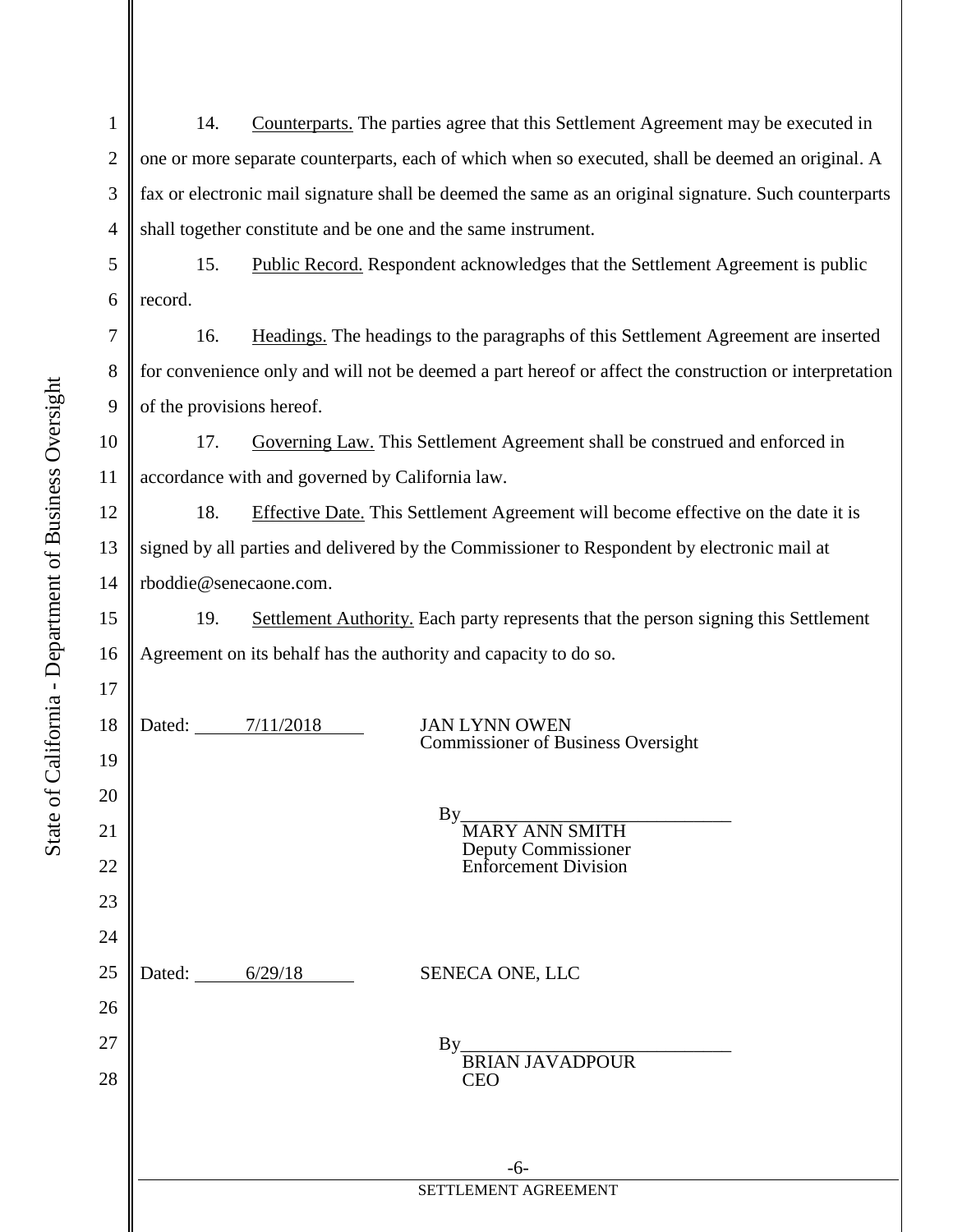14. <u>Counterparts.</u> The parties agree that this Settlement Agreement may be executed in one or more separate counterparts, each of which when so executed, shall be deemed an original. A fax or electronic mail signature shall be deemed the same as an original signature. Such counterparts shall together constitute and be one and the same instrument.

15. <u>Public Record.</u> Respondent acknowledges that the Settlement Agreement is public record.

16. <u>Headings.</u> The headings to the paragraphs of this Settlement Agreement are inserted for convenience only and will not be deemed a part hereof or affect the construction or interpretation of the provisions hereof.

17. <u>Governing Law.</u> This Settlement Agreement shall be construed and enforced in accordance with and governed by California law.

18. <u>Effective Date.</u> This Settlement Agreement will become effective on the date it is signed by all parties and delivered by the Commissioner to Respondent by electronic mail at rboddie@senecaone.com.

19. <u>Settlement Authority.</u> Each party represents that the person signing this Settlement Agreement on its behalf has the authority and capacity to do so.

Dated: 7/11/2018

JAN LYNN OWEN
Commissioner of Business Oversight

By______________________________
MARY ANN SMITH
Deputy Commissioner
Enforcement Division

Dated: 6/29/18

SENECA ONE, LLC

By______________________________
BRIAN JAVADPOUR
CEO